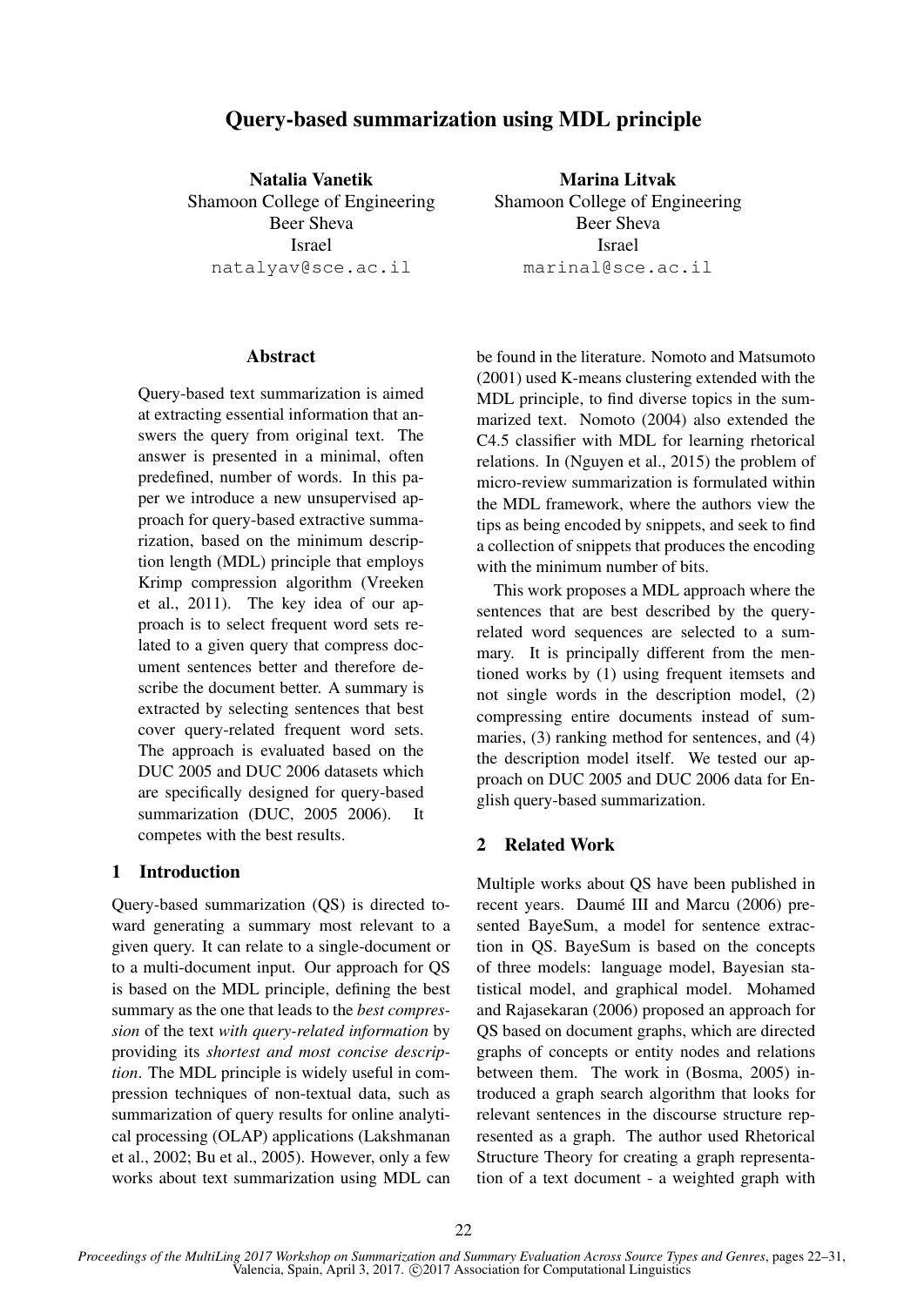# Query-based summarization using MDL principle

**Natalia Vanetik**
Shamoon College of Engineering
Beer Sheva
Israel
natalyav@sce.ac.il

**Marina Litvak**
Shamoon College of Engineering
Beer Sheva
Israel
marinal@sce.ac.il

## Abstract

Query-based text summarization is aimed at extracting essential information that answers the query from original text. The answer is presented in a minimal, often predefined, number of words. In this paper we introduce a new unsupervised approach for query-based extractive summarization, based on the minimum description length (MDL) principle that employs Krimp compression algorithm (Vreeken et al., 2011). The key idea of our approach is to select frequent word sets related to a given query that compress document sentences better and therefore describe the document better. A summary is extracted by selecting sentences that best cover query-related frequent word sets. The approach is evaluated based on the DUC 2005 and DUC 2006 datasets which are specifically designed for query-based summarization (DUC, 2005 2006). It competes with the best results.

## 1 Introduction

Query-based summarization (QS) is directed toward generating a summary most relevant to a given query. It can relate to a single-document or to a multi-document input. Our approach for QS is based on the MDL principle, defining the best summary as the one that leads to the *best compression* of the text *with query-related information* by providing its *shortest and most concise description*. The MDL principle is widely useful in compression techniques of non-textual data, such as summarization of query results for online analytical processing (OLAP) applications (Lakshmanan et al., 2002; Bu et al., 2005). However, only a few works about text summarization using MDL can be found in the literature. Nomoto and Matsumoto (2001) used K-means clustering extended with the MDL principle, to find diverse topics in the summarized text. Nomoto (2004) also extended the C4.5 classifier with MDL for learning rhetorical relations. In (Nguyen et al., 2015) the problem of micro-review summarization is formulated within the MDL framework, where the authors view the tips as being encoded by snippets, and seek to find a collection of snippets that produces the encoding with the minimum number of bits.

This work proposes a MDL approach where the sentences that are best described by the query-related word sequences are selected to a summary. It is principally different from the mentioned works by (1) using frequent itemsets and not single words in the description model, (2) compressing entire documents instead of summaries, (3) ranking method for sentences, and (4) the description model itself. We tested our approach on DUC 2005 and DUC 2006 data for English query-based summarization.

## 2 Related Work

Multiple works about QS have been published in recent years. Daumé III and Marcu (2006) presented BayeSum, a model for sentence extraction in QS. BayeSum is based on the concepts of three models: language model, Bayesian statistical model, and graphical model. Mohamed and Rajasekaran (2006) proposed an approach for QS based on document graphs, which are directed graphs of concepts or entity nodes and relations between them. The work in (Bosma, 2005) introduced a graph search algorithm that looks for relevant sentences in the discourse structure represented as a graph. The author used Rhetorical Structure Theory for creating a graph representation of a text document - a weighted graph with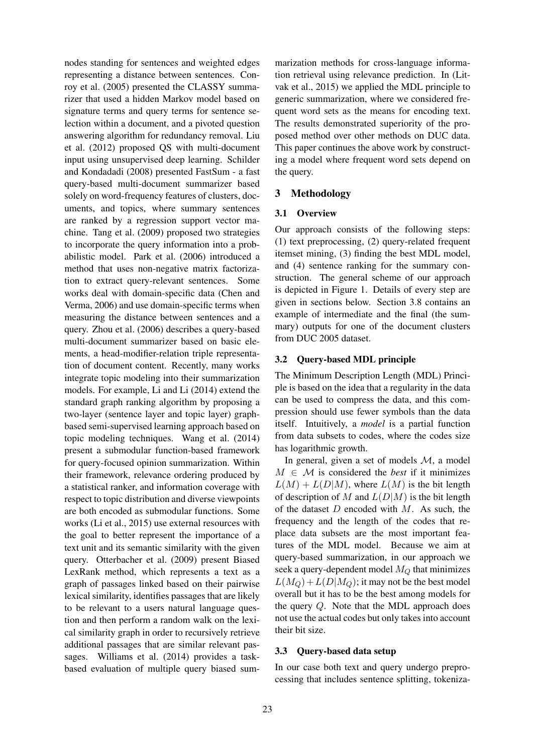nodes standing for sentences and weighted edges representing a distance between sentences. Conroy et al. (2005) presented the CLASSY summarizer that used a hidden Markov model based on signature terms and query terms for sentence selection within a document, and a pivoted question answering algorithm for redundancy removal. Liu et al. (2012) proposed QS with multi-document input using unsupervised deep learning. Schilder and Kondadadi (2008) presented FastSum - a fast query-based multi-document summarizer based solely on word-frequency features of clusters, documents, and topics, where summary sentences are ranked by a regression support vector machine. Tang et al. (2009) proposed two strategies to incorporate the query information into a probabilistic model. Park et al. (2006) introduced a method that uses non-negative matrix factorization to extract query-relevant sentences. Some works deal with domain-specific data (Chen and Verma, 2006) and use domain-specific terms when measuring the distance between sentences and a query. Zhou et al. (2006) describes a query-based multi-document summarizer based on basic elements, a head-modifier-relation triple representation of document content. Recently, many works integrate topic modeling into their summarization models. For example, Li and Li (2014) extend the standard graph ranking algorithm by proposing a two-layer (sentence layer and topic layer) graph-based semi-supervised learning approach based on topic modeling techniques. Wang et al. (2014) present a submodular function-based framework for query-focused opinion summarization. Within their framework, relevance ordering produced by a statistical ranker, and information coverage with respect to topic distribution and diverse viewpoints are both encoded as submodular functions. Some works (Li et al., 2015) use external resources with the goal to better represent the importance of a text unit and its semantic similarity with the given query. Otterbacher et al. (2009) present Biased LexRank method, which represents a text as a graph of passages linked based on their pairwise lexical similarity, identifies passages that are likely to be relevant to a users natural language question and then perform a random walk on the lexical similarity graph in order to recursively retrieve additional passages that are similar relevant passages. Williams et al. (2014) provides a task-based evaluation of multiple query biased summarization methods for cross-language information retrieval using relevance prediction. In (Litvak et al., 2015) we applied the MDL principle to generic summarization, where we considered frequent word sets as the means for encoding text. The results demonstrated superiority of the proposed method over other methods on DUC data. This paper continues the above work by constructing a model where frequent word sets depend on the query.

## 3 Methodology

### 3.1 Overview

Our approach consists of the following steps: (1) text preprocessing, (2) query-related frequent itemset mining, (3) finding the best MDL model, and (4) sentence ranking for the summary construction. The general scheme of our approach is depicted in Figure 1. Details of every step are given in sections below. Section 3.8 contains an example of intermediate and the final (the summary) outputs for one of the document clusters from DUC 2005 dataset.

### 3.2 Query-based MDL principle

The Minimum Description Length (MDL) Principle is based on the idea that a regularity in the data can be used to compress the data, and this compression should use fewer symbols than the data itself. Intuitively, a *model* is a partial function from data subsets to codes, where the codes size has logarithmic growth.

In general, given a set of models $\mathcal{M}$, a model $M \in \mathcal{M}$ is considered the *best* if it minimizes $L(M) + L(D|M)$, where $L(M)$ is the bit length of description of $M$ and $L(D|M)$ is the bit length of the dataset $D$ encoded with $M$. As such, the frequency and the length of the codes that replace data subsets are the most important features of the MDL model. Because we aim at query-based summarization, in our approach we seek a query-dependent model $M_Q$ that minimizes $L(M_Q) + L(D|M_Q)$; it may not be the best model overall but it has to be the best among models for the query $Q$. Note that the MDL approach does not use the actual codes but only takes into account their bit size.

### 3.3 Query-based data setup

In our case both text and query undergo preprocessing that includes sentence splitting, tokeniza-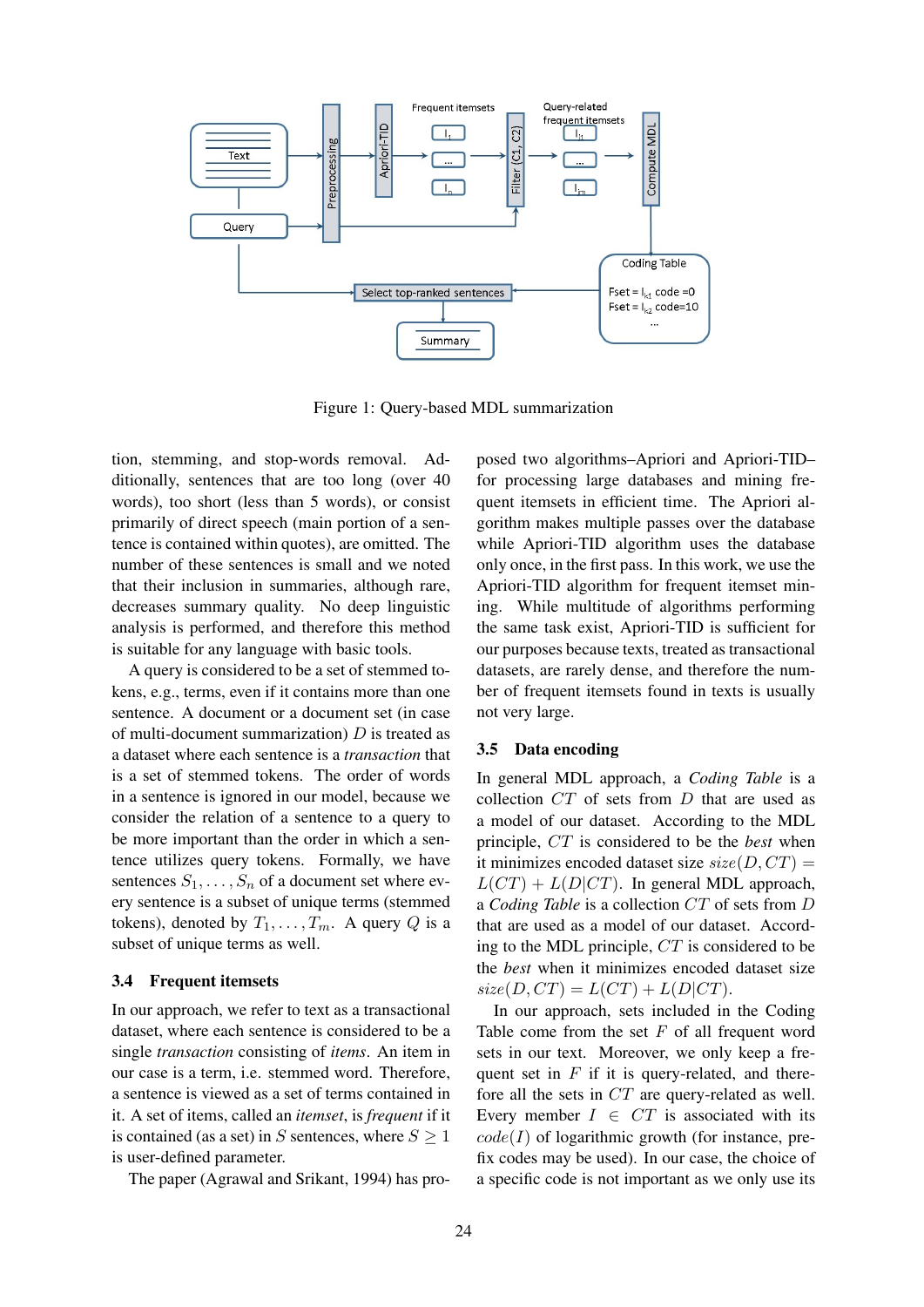Figure 1: Query-based MDL summarization

tion, stemming, and stop-words removal. Additionally, sentences that are too long (over 40 words), too short (less than 5 words), or consist primarily of direct speech (main portion of a sentence is contained within quotes), are omitted. The number of these sentences is small and we noted that their inclusion in summaries, although rare, decreases summary quality. No deep linguistic analysis is performed, and therefore this method is suitable for any language with basic tools.

A query is considered to be a set of stemmed tokens, e.g., terms, even if it contains more than one sentence. A document or a document set (in case of multi-document summarization) $D$ is treated as a dataset where each sentence is a *transaction* that is a set of stemmed tokens. The order of words in a sentence is ignored in our model, because we consider the relation of a sentence to a query to be more important than the order in which a sentence utilizes query tokens. Formally, we have sentences $S_1, \ldots, S_n$ of a document set where every sentence is a subset of unique terms (stemmed tokens), denoted by $T_1, \ldots, T_m$. A query $Q$ is a subset of unique terms as well.

### 3.4 Frequent itemsets

In our approach, we refer to text as a transactional dataset, where each sentence is considered to be a single *transaction* consisting of *items*. An item in our case is a term, i.e. stemmed word. Therefore, a sentence is viewed as a set of terms contained in it. A set of items, called an *itemset*, is *frequent* if it is contained (as a set) in $S$ sentences, where $S \geq 1$ is user-defined parameter.

The paper (Agrawal and Srikant, 1994) has proposed two algorithms–Apriori and Apriori-TID–for processing large databases and mining frequent itemsets in efficient time. The Apriori algorithm makes multiple passes over the database while Apriori-TID algorithm uses the database only once, in the first pass. In this work, we use the Apriori-TID algorithm for frequent itemset mining. While multitude of algorithms performing the same task exist, Apriori-TID is sufficient for our purposes because texts, treated as transactional datasets, are rarely dense, and therefore the number of frequent itemsets found in texts is usually not very large.

### 3.5 Data encoding

In general MDL approach, a *Coding Table* is a collection $CT$ of sets from $D$ that are used as a model of our dataset. According to the MDL principle, $CT$ is considered to be the *best* when it minimizes encoded dataset size $size(D, CT) = L(CT) + L(D|CT)$. In general MDL approach, a *Coding Table* is a collection $CT$ of sets from $D$ that are used as a model of our dataset. According to the MDL principle, $CT$ is considered to be the *best* when it minimizes encoded dataset size $size(D, CT) = L(CT) + L(D|CT)$.

In our approach, sets included in the Coding Table come from the set $F$ of all frequent word sets in our text. Moreover, we only keep a frequent set in $F$ if it is query-related, and therefore all the sets in $CT$ are query-related as well. Every member $I \in CT$ is associated with its $code(I)$ of logarithmic growth (for instance, prefix codes may be used). In our case, the choice of a specific code is not important as we only use its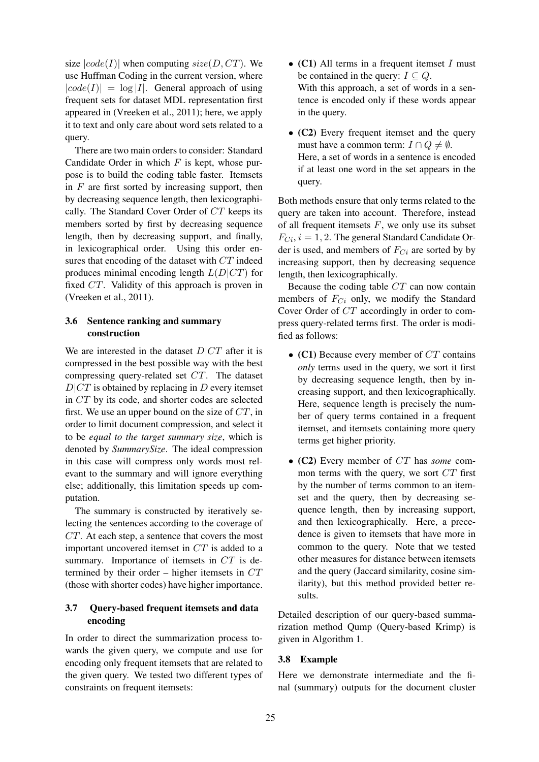size $|code(I)|$ when computing $size(D, CT)$. We use Huffman Coding in the current version, where $|code(I)| = \log |I|$. General approach of using frequent sets for dataset MDL representation first appeared in (Vreeken et al., 2011); here, we apply it to text and only care about word sets related to a query.

There are two main orders to consider: Standard Candidate Order in which $F$ is kept, whose purpose is to build the coding table faster. Itemsets in $F$ are first sorted by increasing support, then by decreasing sequence length, then lexicographically. The Standard Cover Order of $CT$ keeps its members sorted by first by decreasing sequence length, then by decreasing support, and finally, in lexicographical order. Using this order ensures that encoding of the dataset with $CT$ indeed produces minimal encoding length $L(D|CT)$ for fixed $CT$. Validity of this approach is proven in (Vreeken et al., 2011).

### 3.6 Sentence ranking and summary construction

We are interested in the dataset $D|CT$ after it is compressed in the best possible way with the best compressing query-related set $CT$. The dataset $D|CT$ is obtained by replacing in $D$ every itemset in $CT$ by its code, and shorter codes are selected first. We use an upper bound on the size of $CT$, in order to limit document compression, and select it to be *equal to the target summary size*, which is denoted by *SummarySize*. The ideal compression in this case will compress only words most relevant to the summary and will ignore everything else; additionally, this limitation speeds up computation.

The summary is constructed by iteratively selecting the sentences according to the coverage of $CT$. At each step, a sentence that covers the most important uncovered itemset in $CT$ is added to a summary. Importance of itemsets in $CT$ is determined by their order – higher itemsets in $CT$ (those with shorter codes) have higher importance.

### 3.7 Query-based frequent itemsets and data encoding

In order to direct the summarization process towards the given query, we compute and use for encoding only frequent itemsets that are related to the given query. We tested two different types of constraints on frequent itemsets:

- **(C1)** All terms in a frequent itemset $I$ must be contained in the query: $I \subseteq Q$.
  With this approach, a set of words in a sentence is encoded only if these words appear in the query.
- **(C2)** Every frequent itemset and the query must have a common term: $I \cap Q \neq \emptyset$.
  Here, a set of words in a sentence is encoded if at least one word in the set appears in the query.

Both methods ensure that only terms related to the query are taken into account. Therefore, instead of all frequent itemsets $F$, we only use its subset $F_{Ci}, i = 1, 2$. The general Standard Candidate Order is used, and members of $F_{Ci}$ are sorted by by increasing support, then by decreasing sequence length, then lexicographically.

Because the coding table $CT$ can now contain members of $F_{Ci}$ only, we modify the Standard Cover Order of $CT$ accordingly in order to compress query-related terms first. The order is modified as follows:

- **(C1)** Because every member of $CT$ contains *only* terms used in the query, we sort it first by decreasing sequence length, then by increasing support, and then lexicographically. Here, sequence length is precisely the number of query terms contained in a frequent itemset, and itemsets containing more query terms get higher priority.
- **(C2)** Every member of $CT$ has *some* common terms with the query, we sort $CT$ first by the number of terms common to an itemset and the query, then by decreasing sequence length, then by increasing support, and then lexicographically. Here, a precedence is given to itemsets that have more in common to the query. Note that we tested other measures for distance between itemsets and the query (Jaccard similarity, cosine similarity), but this method provided better results.

Detailed description of our query-based summarization method Qump (Query-based Krimp) is given in Algorithm 1.

### 3.8 Example

Here we demonstrate intermediate and the final (summary) outputs for the document cluster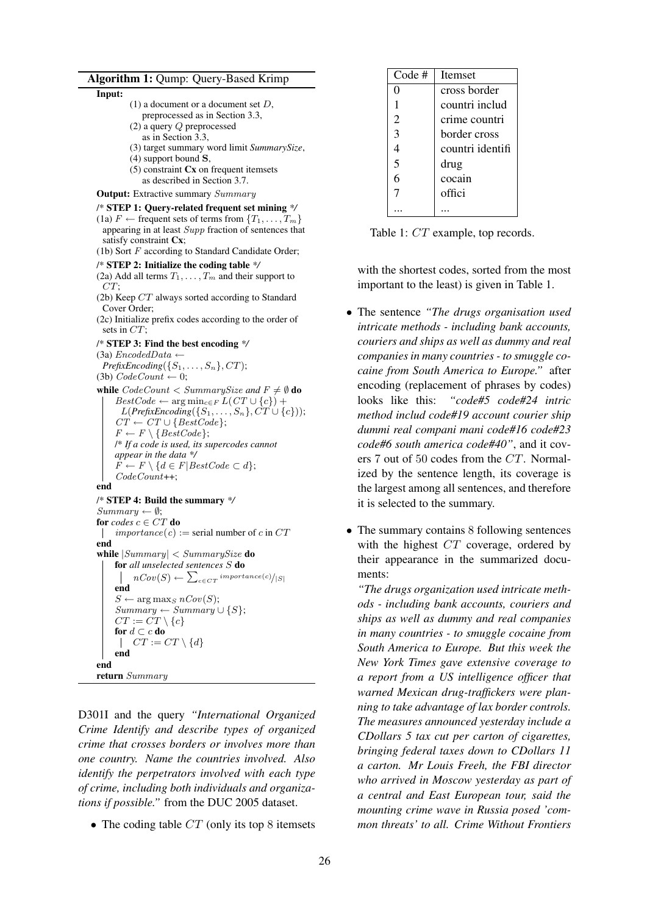**Algorithm 1:** Qump: Query-Based Krimp

```
Input:
    (1) a document or a document set D,
        preprocessed as in Section 3.3,
    (2) a query Q preprocessed
        as in Section 3.3,
    (3) target summary word limit SummarySize,
    (4) support bound S,
    (5) constraint Cx on frequent itemsets
        as described in Section 3.7.
Output: Extractive summary Summary

/* STEP 1: Query-related frequent set mining */
(1a) F ← frequent sets of terms from {T_1, ..., T_m}
     appearing in at least Supp fraction of sentences that
     satisfy constraint Cx;
(1b) Sort F according to Standard Candidate Order;
/* STEP 2: Initialize the coding table */
(2a) Add all terms T_1, ..., T_m and their support to
     CT;
(2b) Keep CT always sorted according to Standard
     Cover Order;
(2c) Initialize prefix codes according to the order of
     sets in CT;
/* STEP 3: Find the best encoding */
(3a) EncodedData ←
     PrefixEncoding({S_1, ..., S_n}, CT);
(3b) CodeCount ← 0;
while CodeCount < SummarySize and F ≠ ∅ do
    BestCode ← arg min_{c∈F} L(CT ∪ {c}) +
        L(PrefixEncoding({S_1, ..., S_n}, CT ∪ {c}));
    CT ← CT ∪ {BestCode};
    F ← F \ {BestCode};
    /* If a code is used, its supercodes cannot
    appear in the data */
    F ← F \ {d ∈ F | BestCode ⊂ d};
    CodeCount++;
end
/* STEP 4: Build the summary */
Summary ← ∅;
for codes c ∈ CT do
    importance(c) := serial number of c in CT
end
while |Summary| < SummarySize do
    for all unselected sentences S do
        nCov(S) ← Σ_{c∈CT} importance(c)/|S|
    end
    S ← arg max_S nCov(S);
    Summary ← Summary ∪ {S};
    CT := CT \ {c}
    for d ⊂ c do
        CT := CT \ {d}
    end
end
return Summary
```

D301I and the query *"International Organized Crime Identify and describe types of organized crime that crosses borders or involves more than one country. Name the countries involved. Also identify the perpetrators involved with each type of crime, including both individuals and organizations if possible."* from the DUC 2005 dataset.

- The coding table $CT$ (only its top 8 itemsets with the shortest codes, sorted from the most important to the least) is given in Table 1.

| Code # | Itemset |
|---|---|
| 0 | cross border |
| 1 | countri includ |
| 2 | crime countri |
| 3 | border cross |
| 4 | countri identifi |
| 5 | drug |
| 6 | cocain |
| 7 | offici |
| ... | ... |

Table 1: $CT$ example, top records.

- The sentence *"The drugs organisation used intricate methods - including bank accounts, couriers and ships as well as dummy and real companies in many countries - to smuggle cocaine from South America to Europe."* after encoding (replacement of phrases by codes) looks like this: *"code#5 code#24 intric method includ code#19 account courier ship dummi real compani mani code#16 code#23 code#6 south america code#40"*, and it covers 7 out of 50 codes from the $CT$. Normalized by the sentence length, its coverage is the largest among all sentences, and therefore it is selected to the summary.

- The summary contains 8 following sentences with the highest $CT$ coverage, ordered by their appearance in the summarized documents:
*"The drugs organization used intricate methods - including bank accounts, couriers and ships as well as dummy and real companies in many countries - to smuggle cocaine from South America to Europe. But this week the New York Times gave extensive coverage to a report from a US intelligence officer that warned Mexican drug-traffickers were planning to take advantage of lax border controls. The measures announced yesterday include a CDollars 5 tax cut per carton of cigarettes, bringing federal taxes down to CDollars 11 a carton. Mr Louis Freeh, the FBI director who arrived in Moscow yesterday as part of a central and East European tour, said the mounting crime wave in Russia posed 'common threats' to all. Crime Without Frontiers*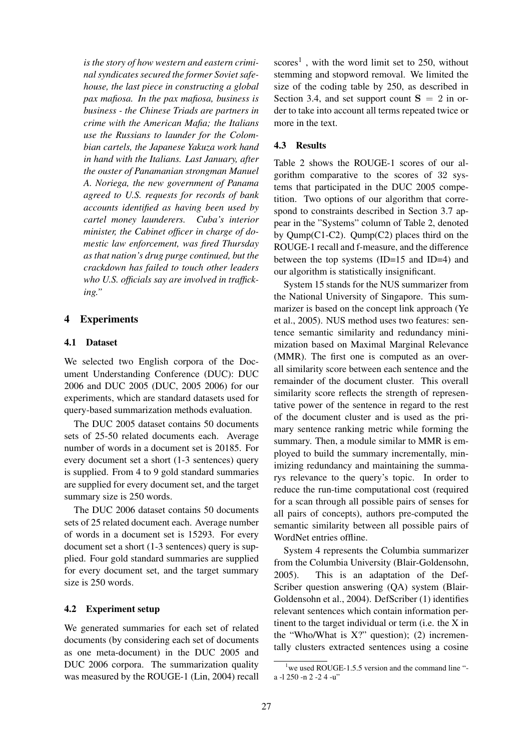*is the story of how western and eastern criminal syndicates secured the former Soviet safehouse, the last piece in constructing a global pax mafiosa. In the pax mafiosa, business is business - the Chinese Triads are partners in crime with the American Mafia; the Italians use the Russians to launder for the Colombian cartels, the Japanese Yakuza work hand in hand with the Italians. Last January, after the ouster of Panamanian strongman Manuel A. Noriega, the new government of Panama agreed to U.S. requests for records of bank accounts identified as having been used by cartel money launderers. Cuba's interior minister, the Cabinet officer in charge of domestic law enforcement, was fired Thursday as that nation's drug purge continued, but the crackdown has failed to touch other leaders who U.S. officials say are involved in trafficking."*

## 4 Experiments

### 4.1 Dataset

We selected two English corpora of the Document Understanding Conference (DUC): DUC 2006 and DUC 2005 (DUC, 2005 2006) for our experiments, which are standard datasets used for query-based summarization methods evaluation.

The DUC 2005 dataset contains 50 documents sets of 25-50 related documents each. Average number of words in a document set is 20185. For every document set a short (1-3 sentences) query is supplied. From 4 to 9 gold standard summaries are supplied for every document set, and the target summary size is 250 words.

The DUC 2006 dataset contains 50 documents sets of 25 related document each. Average number of words in a document set is 15293. For every document set a short (1-3 sentences) query is supplied. Four gold standard summaries are supplied for every document set, and the target summary size is 250 words.

### 4.2 Experiment setup

We generated summaries for each set of related documents (by considering each set of documents as one meta-document) in the DUC 2005 and DUC 2006 corpora. The summarization quality was measured by the ROUGE-1 (Lin, 2004) recall scores[1], with the word limit set to 250, without stemming and stopword removal. We limited the size of the coding table by 250, as described in Section 3.4, and set support count $\mathbf{S} = 2$ in order to take into account all terms repeated twice or more in the text.

### 4.3 Results

Table 2 shows the ROUGE-1 scores of our algorithm comparative to the scores of 32 systems that participated in the DUC 2005 competition. Two options of our algorithm that correspond to constraints described in Section 3.7 appear in the "Systems" column of Table 2, denoted by Qump(C1-C2). Qump(C2) places third on the ROUGE-1 recall and f-measure, and the difference between the top systems (ID=15 and ID=4) and our algorithm is statistically insignificant.

System 15 stands for the NUS summarizer from the National University of Singapore. This summarizer is based on the concept link approach (Ye et al., 2005). NUS method uses two features: sentence semantic similarity and redundancy minimization based on Maximal Marginal Relevance (MMR). The first one is computed as an overall similarity score between each sentence and the remainder of the document cluster. This overall similarity score reflects the strength of representative power of the sentence in regard to the rest of the document cluster and is used as the primary sentence ranking metric while forming the summary. Then, a module similar to MMR is employed to build the summary incrementally, minimizing redundancy and maintaining the summarys relevance to the query's topic. In order to reduce the run-time computational cost (required for a scan through all possible pairs of senses for all pairs of concepts), authors pre-computed the semantic similarity between all possible pairs of WordNet entries offline.

System 4 represents the Columbia summarizer from the Columbia University (Blair-Goldensohn, 2005). This is an adaptation of the DefScriber question answering (QA) system (Blair-Goldensohn et al., 2004). DefScriber (1) identifies relevant sentences which contain information pertinent to the target individual or term (i.e. the X in the "Who/What is X?" question); (2) incrementally clusters extracted sentences using a cosine

[1] we used ROUGE-1.5.5 version and the command line "-a -l 250 -n 2 -2 4 -u"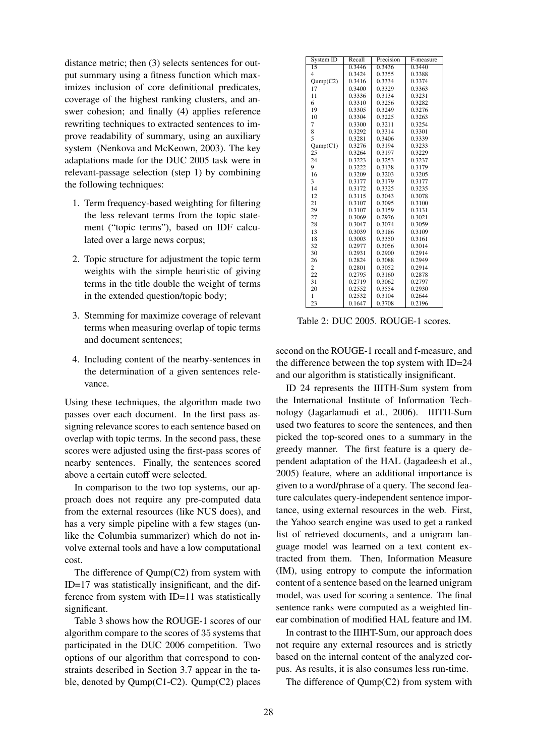distance metric; then (3) selects sentences for output summary using a fitness function which maximizes inclusion of core definitional predicates, coverage of the highest ranking clusters, and answer cohesion; and finally (4) applies reference rewriting techniques to extracted sentences to improve readability of summary, using an auxiliary system (Nenkova and McKeown, 2003). The key adaptations made for the DUC 2005 task were in relevant-passage selection (step 1) by combining the following techniques:

1. Term frequency-based weighting for filtering the less relevant terms from the topic statement ("topic terms"), based on IDF calculated over a large news corpus;
2. Topic structure for adjustment the topic term weights with the simple heuristic of giving terms in the title double the weight of terms in the extended question/topic body;
3. Stemming for maximize coverage of relevant terms when measuring overlap of topic terms and document sentences;
4. Including content of the nearby-sentences in the determination of a given sentences relevance.

Using these techniques, the algorithm made two passes over each document. In the first pass assigning relevance scores to each sentence based on overlap with topic terms. In the second pass, these scores were adjusted using the first-pass scores of nearby sentences. Finally, the sentences scored above a certain cutoff were selected.

In comparison to the two top systems, our approach does not require any pre-computed data from the external resources (like NUS does), and has a very simple pipeline with a few stages (unlike the Columbia summarizer) which do not involve external tools and have a low computational cost.

The difference of Qump(C2) from system with ID=17 was statistically insignificant, and the difference from system with ID=11 was statistically significant.

Table 3 shows how the ROUGE-1 scores of our algorithm compare to the scores of 35 systems that participated in the DUC 2006 competition. Two options of our algorithm that correspond to constraints described in Section 3.7 appear in the table, denoted by Qump(C1-C2). Qump(C2) places

| System ID | Recall | Precision | F-measure |
|---|---|---|---|
| 15 | 0.3446 | 0.3436 | 0.3440 |
| 4 | 0.3424 | 0.3355 | 0.3388 |
| Qump(C2) | 0.3416 | 0.3334 | 0.3374 |
| 17 | 0.3400 | 0.3329 | 0.3363 |
| 11 | 0.3336 | 0.3134 | 0.3231 |
| 6 | 0.3310 | 0.3256 | 0.3282 |
| 19 | 0.3305 | 0.3249 | 0.3276 |
| 10 | 0.3304 | 0.3225 | 0.3263 |
| 7 | 0.3300 | 0.3211 | 0.3254 |
| 8 | 0.3292 | 0.3314 | 0.3301 |
| 5 | 0.3281 | 0.3406 | 0.3339 |
| Qump(C1) | 0.3276 | 0.3194 | 0.3233 |
| 25 | 0.3264 | 0.3197 | 0.3229 |
| 24 | 0.3223 | 0.3253 | 0.3237 |
| 9 | 0.3222 | 0.3138 | 0.3179 |
| 16 | 0.3209 | 0.3203 | 0.3205 |
| 3 | 0.3177 | 0.3179 | 0.3177 |
| 14 | 0.3172 | 0.3325 | 0.3235 |
| 12 | 0.3115 | 0.3043 | 0.3078 |
| 21 | 0.3107 | 0.3095 | 0.3100 |
| 29 | 0.3107 | 0.3159 | 0.3131 |
| 27 | 0.3069 | 0.2976 | 0.3021 |
| 28 | 0.3047 | 0.3074 | 0.3059 |
| 13 | 0.3039 | 0.3186 | 0.3109 |
| 18 | 0.3003 | 0.3350 | 0.3161 |
| 32 | 0.2977 | 0.3056 | 0.3014 |
| 30 | 0.2931 | 0.2900 | 0.2914 |
| 26 | 0.2824 | 0.3088 | 0.2949 |
| 2 | 0.2801 | 0.3052 | 0.2914 |
| 22 | 0.2795 | 0.3160 | 0.2878 |
| 31 | 0.2719 | 0.3062 | 0.2797 |
| 20 | 0.2552 | 0.3554 | 0.2930 |
| 1 | 0.2532 | 0.3104 | 0.2644 |
| 23 | 0.1647 | 0.3708 | 0.2196 |

Table 2: DUC 2005. ROUGE-1 scores.

second on the ROUGE-1 recall and f-measure, and the difference between the top system with ID=24 and our algorithm is statistically insignificant.

ID 24 represents the IIITH-Sum system from the International Institute of Information Technology (Jagarlamudi et al., 2006). IIITH-Sum used two features to score the sentences, and then picked the top-scored ones to a summary in the greedy manner. The first feature is a query dependent adaptation of the HAL (Jagadeesh et al., 2005) feature, where an additional importance is given to a word/phrase of a query. The second feature calculates query-independent sentence importance, using external resources in the web. First, the Yahoo search engine was used to get a ranked list of retrieved documents, and a unigram language model was learned on a text content extracted from them. Then, Information Measure (IM), using entropy to compute the information content of a sentence based on the learned unigram model, was used for scoring a sentence. The final sentence ranks were computed as a weighted linear combination of modified HAL feature and IM.

In contrast to the IIIHT-Sum, our approach does not require any external resources and is strictly based on the internal content of the analyzed corpus. As results, it is also consumes less run-time.

The difference of Qump(C2) from system with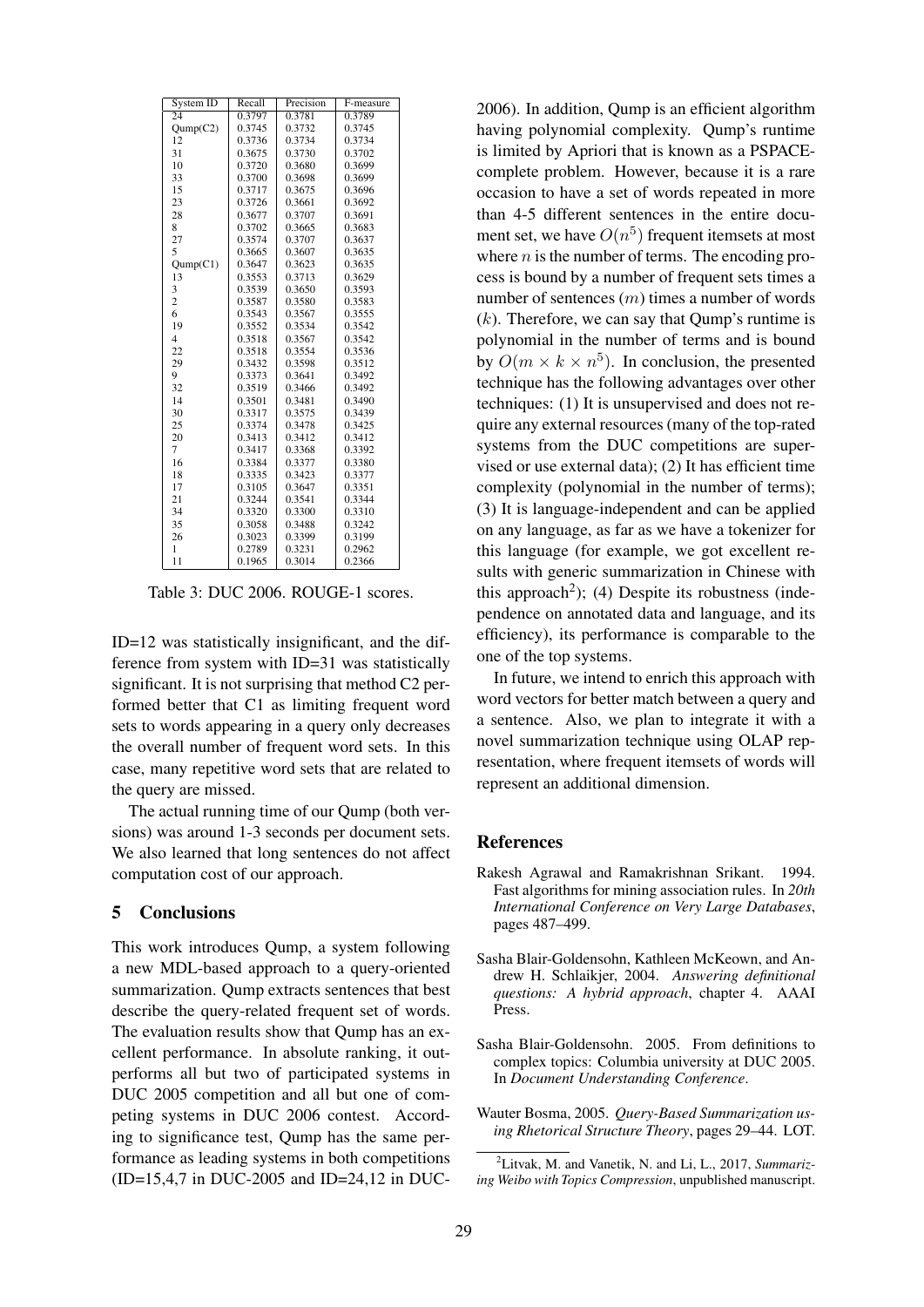| System ID | Recall | Precision | F-measure |
| --- | --- | --- | --- |
| 24 | 0.3797 | 0.3781 | 0.3789 |
| Qump(C2) | 0.3745 | 0.3732 | 0.3745 |
| 12 | 0.3736 | 0.3734 | 0.3734 |
| 31 | 0.3675 | 0.3730 | 0.3702 |
| 10 | 0.3720 | 0.3680 | 0.3699 |
| 33 | 0.3700 | 0.3698 | 0.3699 |
| 15 | 0.3717 | 0.3675 | 0.3696 |
| 23 | 0.3726 | 0.3661 | 0.3692 |
| 28 | 0.3677 | 0.3707 | 0.3691 |
| 8 | 0.3702 | 0.3665 | 0.3683 |
| 27 | 0.3574 | 0.3707 | 0.3637 |
| 5 | 0.3665 | 0.3607 | 0.3635 |
| Qump(C1) | 0.3647 | 0.3623 | 0.3635 |
| 13 | 0.3553 | 0.3713 | 0.3629 |
| 3 | 0.3539 | 0.3650 | 0.3593 |
| 2 | 0.3587 | 0.3580 | 0.3583 |
| 6 | 0.3543 | 0.3567 | 0.3555 |
| 19 | 0.3552 | 0.3534 | 0.3542 |
| 4 | 0.3518 | 0.3567 | 0.3542 |
| 22 | 0.3518 | 0.3554 | 0.3536 |
| 29 | 0.3432 | 0.3598 | 0.3512 |
| 9 | 0.3373 | 0.3641 | 0.3492 |
| 32 | 0.3519 | 0.3466 | 0.3492 |
| 14 | 0.3501 | 0.3481 | 0.3490 |
| 30 | 0.3317 | 0.3575 | 0.3439 |
| 25 | 0.3374 | 0.3478 | 0.3425 |
| 20 | 0.3413 | 0.3412 | 0.3412 |
| 7 | 0.3417 | 0.3368 | 0.3392 |
| 16 | 0.3384 | 0.3377 | 0.3380 |
| 18 | 0.3335 | 0.3423 | 0.3377 |
| 17 | 0.3105 | 0.3647 | 0.3351 |
| 21 | 0.3244 | 0.3541 | 0.3344 |
| 34 | 0.3320 | 0.3300 | 0.3310 |
| 35 | 0.3058 | 0.3488 | 0.3242 |
| 26 | 0.3023 | 0.3399 | 0.3199 |
| 1 | 0.2789 | 0.3231 | 0.2962 |
| 11 | 0.1965 | 0.3014 | 0.2366 |

Table 3: DUC 2006. ROUGE-1 scores.

ID=12 was statistically insignificant, and the difference from system with ID=31 was statistically significant. It is not surprising that method C2 performed better that C1 as limiting frequent word sets to words appearing in a query only decreases the overall number of frequent word sets. In this case, many repetitive word sets that are related to the query are missed.

The actual running time of our Qump (both versions) was around 1-3 seconds per document sets. We also learned that long sentences do not affect computation cost of our approach.

## 5 Conclusions

This work introduces Qump, a system following a new MDL-based approach to a query-oriented summarization. Qump extracts sentences that best describe the query-related frequent set of words. The evaluation results show that Qump has an excellent performance. In absolute ranking, it outperforms all but two of participated systems in DUC 2005 competition and all but one of competing systems in DUC 2006 contest. According to significance test, Qump has the same performance as leading systems in both competitions (ID=15,4,7 in DUC-2005 and ID=24,12 in DUC-2006). In addition, Qump is an efficient algorithm having polynomial complexity. Qump's runtime is limited by Apriori that is known as a PSPACE-complete problem. However, because it is a rare occasion to have a set of words repeated in more than 4-5 different sentences in the entire document set, we have $O(n^5)$ frequent itemsets at most where $n$ is the number of terms. The encoding process is bound by a number of frequent sets times a number of sentences ($m$) times a number of words ($k$). Therefore, we can say that Qump's runtime is polynomial in the number of terms and is bound by $O(m \times k \times n^5)$. In conclusion, the presented technique has the following advantages over other techniques: (1) It is unsupervised and does not require any external resources (many of the top-rated systems from the DUC competitions are supervised or use external data); (2) It has efficient time complexity (polynomial in the number of terms); (3) It is language-independent and can be applied on any language, as far as we have a tokenizer for this language (for example, we got excellent results with generic summarization in Chinese with this approach[2]); (4) Despite its robustness (independence on annotated data and language, and its efficiency), its performance is comparable to the one of the top systems.

In future, we intend to enrich this approach with word vectors for better match between a query and a sentence. Also, we plan to integrate it with a novel summarization technique using OLAP representation, where frequent itemsets of words will represent an additional dimension.

## References

Rakesh Agrawal and Ramakrishnan Srikant. 1994. Fast algorithms for mining association rules. In *20th International Conference on Very Large Databases*, pages 487–499.

Sasha Blair-Goldensohn, Kathleen McKeown, and Andrew H. Schlaikjer, 2004. *Answering definitional questions: A hybrid approach*, chapter 4. AAAI Press.

Sasha Blair-Goldensohn. 2005. From definitions to complex topics: Columbia university at DUC 2005. In *Document Understanding Conference*.

Wauter Bosma, 2005. *Query-Based Summarization using Rhetorical Structure Theory*, pages 29–44. LOT.

[2] Litvak, M. and Vanetik, N. and Li, L., 2017, *Summarizing Weibo with Topics Compression*, unpublished manuscript.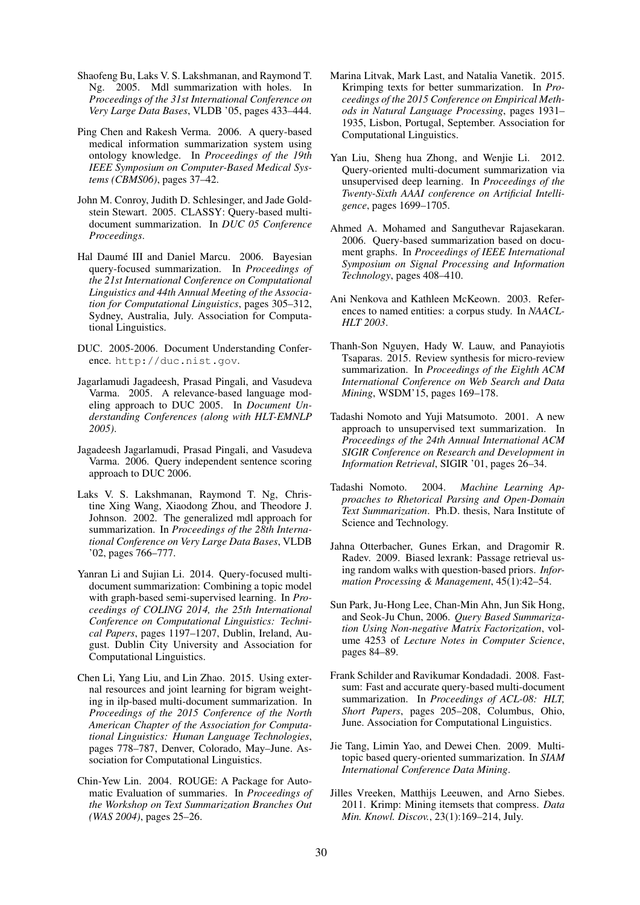Shaofeng Bu, Laks V. S. Lakshmanan, and Raymond T. Ng. 2005. Mdl summarization with holes. In *Proceedings of the 31st International Conference on Very Large Data Bases*, VLDB '05, pages 433–444.

Ping Chen and Rakesh Verma. 2006. A query-based medical information summarization system using ontology knowledge. In *Proceedings of the 19th IEEE Symposium on Computer-Based Medical Systems (CBMS06)*, pages 37–42.

John M. Conroy, Judith D. Schlesinger, and Jade Goldstein Stewart. 2005. CLASSY: Query-based multi-document summarization. In *DUC 05 Conference Proceedings*.

Hal Daumé III and Daniel Marcu. 2006. Bayesian query-focused summarization. In *Proceedings of the 21st International Conference on Computational Linguistics and 44th Annual Meeting of the Association for Computational Linguistics*, pages 305–312, Sydney, Australia, July. Association for Computational Linguistics.

DUC. 2005-2006. Document Understanding Conference. `http://duc.nist.gov`.

Jagarlamudi Jagadeesh, Prasad Pingali, and Vasudeva Varma. 2005. A relevance-based language modeling approach to DUC 2005. In *Document Understanding Conferences (along with HLT-EMNLP 2005)*.

Jagadeesh Jagarlamudi, Prasad Pingali, and Vasudeva Varma. 2006. Query independent sentence scoring approach to DUC 2006.

Laks V. S. Lakshmanan, Raymond T. Ng, Christine Xing Wang, Xiaodong Zhou, and Theodore J. Johnson. 2002. The generalized mdl approach for summarization. In *Proceedings of the 28th International Conference on Very Large Data Bases*, VLDB '02, pages 766–777.

Yanran Li and Sujian Li. 2014. Query-focused multi-document summarization: Combining a topic model with graph-based semi-supervised learning. In *Proceedings of COLING 2014, the 25th International Conference on Computational Linguistics: Technical Papers*, pages 1197–1207, Dublin, Ireland, August. Dublin City University and Association for Computational Linguistics.

Chen Li, Yang Liu, and Lin Zhao. 2015. Using external resources and joint learning for bigram weighting in ilp-based multi-document summarization. In *Proceedings of the 2015 Conference of the North American Chapter of the Association for Computational Linguistics: Human Language Technologies*, pages 778–787, Denver, Colorado, May–June. Association for Computational Linguistics.

Chin-Yew Lin. 2004. ROUGE: A Package for Automatic Evaluation of summaries. In *Proceedings of the Workshop on Text Summarization Branches Out (WAS 2004)*, pages 25–26.

Marina Litvak, Mark Last, and Natalia Vanetik. 2015. Krimping texts for better summarization. In *Proceedings of the 2015 Conference on Empirical Methods in Natural Language Processing*, pages 1931–1935, Lisbon, Portugal, September. Association for Computational Linguistics.

Yan Liu, Sheng hua Zhong, and Wenjie Li. 2012. Query-oriented multi-document summarization via unsupervised deep learning. In *Proceedings of the Twenty-Sixth AAAI conference on Artificial Intelligence*, pages 1699–1705.

Ahmed A. Mohamed and Sanguthevar Rajasekaran. 2006. Query-based summarization based on document graphs. In *Proceedings of IEEE International Symposium on Signal Processing and Information Technology*, pages 408–410.

Ani Nenkova and Kathleen McKeown. 2003. References to named entities: a corpus study. In *NAACL-HLT 2003*.

Thanh-Son Nguyen, Hady W. Lauw, and Panayiotis Tsaparas. 2015. Review synthesis for micro-review summarization. In *Proceedings of the Eighth ACM International Conference on Web Search and Data Mining*, WSDM'15, pages 169–178.

Tadashi Nomoto and Yuji Matsumoto. 2001. A new approach to unsupervised text summarization. In *Proceedings of the 24th Annual International ACM SIGIR Conference on Research and Development in Information Retrieval*, SIGIR '01, pages 26–34.

Tadashi Nomoto. 2004. *Machine Learning Approaches to Rhetorical Parsing and Open-Domain Text Summarization*. Ph.D. thesis, Nara Institute of Science and Technology.

Jahna Otterbacher, Gunes Erkan, and Dragomir R. Radev. 2009. Biased lexrank: Passage retrieval using random walks with question-based priors. *Information Processing & Management*, 45(1):42–54.

Sun Park, Ju-Hong Lee, Chan-Min Ahn, Jun Sik Hong, and Seok-Ju Chun, 2006. *Query Based Summarization Using Non-negative Matrix Factorization*, volume 4253 of *Lecture Notes in Computer Science*, pages 84–89.

Frank Schilder and Ravikumar Kondadadi. 2008. Fastsum: Fast and accurate query-based multi-document summarization. In *Proceedings of ACL-08: HLT, Short Papers*, pages 205–208, Columbus, Ohio, June. Association for Computational Linguistics.

Jie Tang, Limin Yao, and Dewei Chen. 2009. Multi-topic based query-oriented summarization. In *SIAM International Conference Data Mining*.

Jilles Vreeken, Matthijs Leeuwen, and Arno Siebes. 2011. Krimp: Mining itemsets that compress. *Data Min. Knowl. Discov.*, 23(1):169–214, July.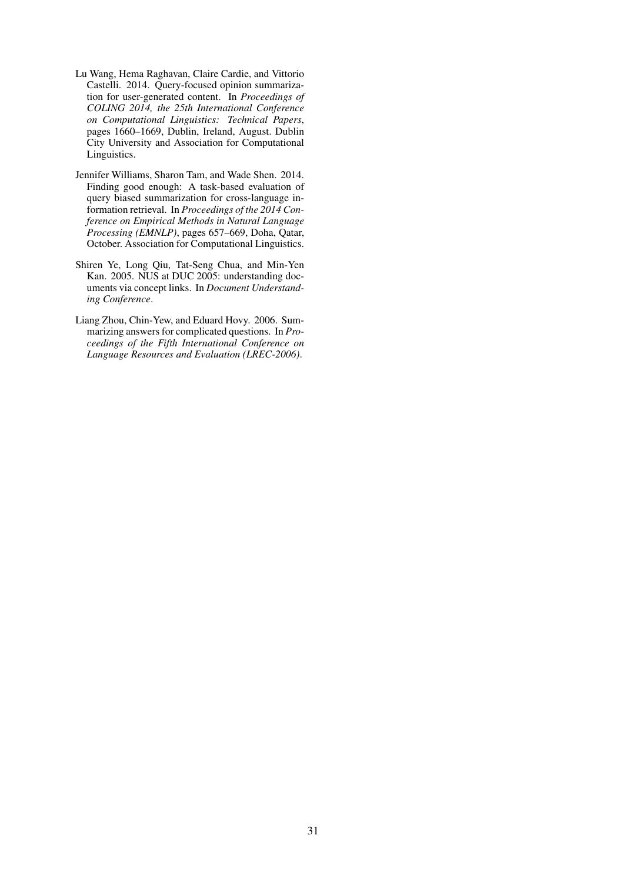Lu Wang, Hema Raghavan, Claire Cardie, and Vittorio Castelli. 2014. Query-focused opinion summarization for user-generated content. In *Proceedings of COLING 2014, the 25th International Conference on Computational Linguistics: Technical Papers*, pages 1660–1669, Dublin, Ireland, August. Dublin City University and Association for Computational Linguistics.

Jennifer Williams, Sharon Tam, and Wade Shen. 2014. Finding good enough: A task-based evaluation of query biased summarization for cross-language information retrieval. In *Proceedings of the 2014 Conference on Empirical Methods in Natural Language Processing (EMNLP)*, pages 657–669, Doha, Qatar, October. Association for Computational Linguistics.

Shiren Ye, Long Qiu, Tat-Seng Chua, and Min-Yen Kan. 2005. NUS at DUC 2005: understanding documents via concept links. In *Document Understanding Conference*.

Liang Zhou, Chin-Yew, and Eduard Hovy. 2006. Summarizing answers for complicated questions. In *Proceedings of the Fifth International Conference on Language Resources and Evaluation (LREC-2006)*.